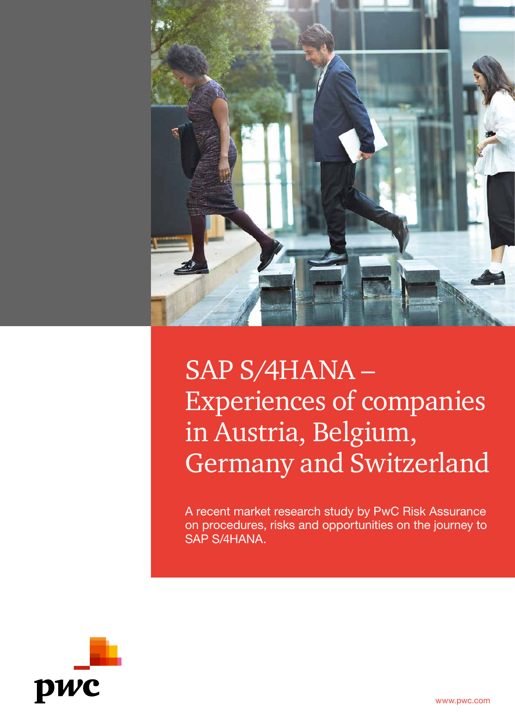# SAP S/4HANA – Experiences of companies in Austria, Belgium, Germany and Switzerland

A recent market research study by PwC Risk Assurance on procedures, risks and opportunities on the journey to SAP S/4HANA.

pwc

www.pwc.com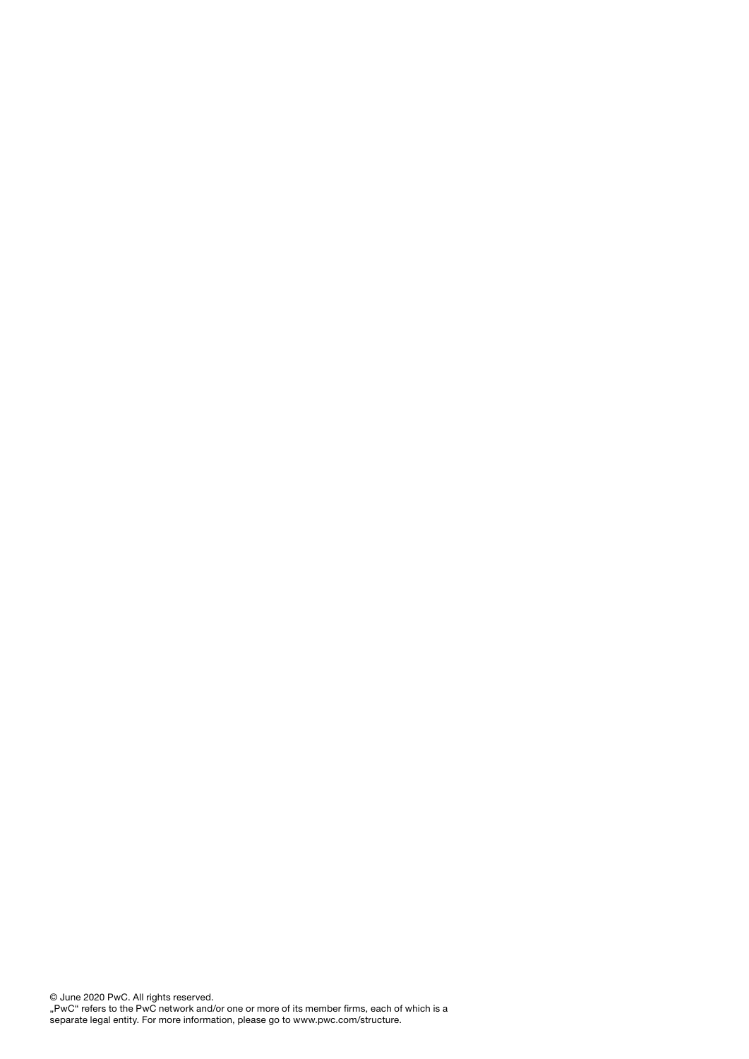© June 2020 PwC. All rights reserved.
„PwC“ refers to the PwC network and/or one or more of its member firms, each of which is a separate legal entity. For more information, please go to www.pwc.com/structure.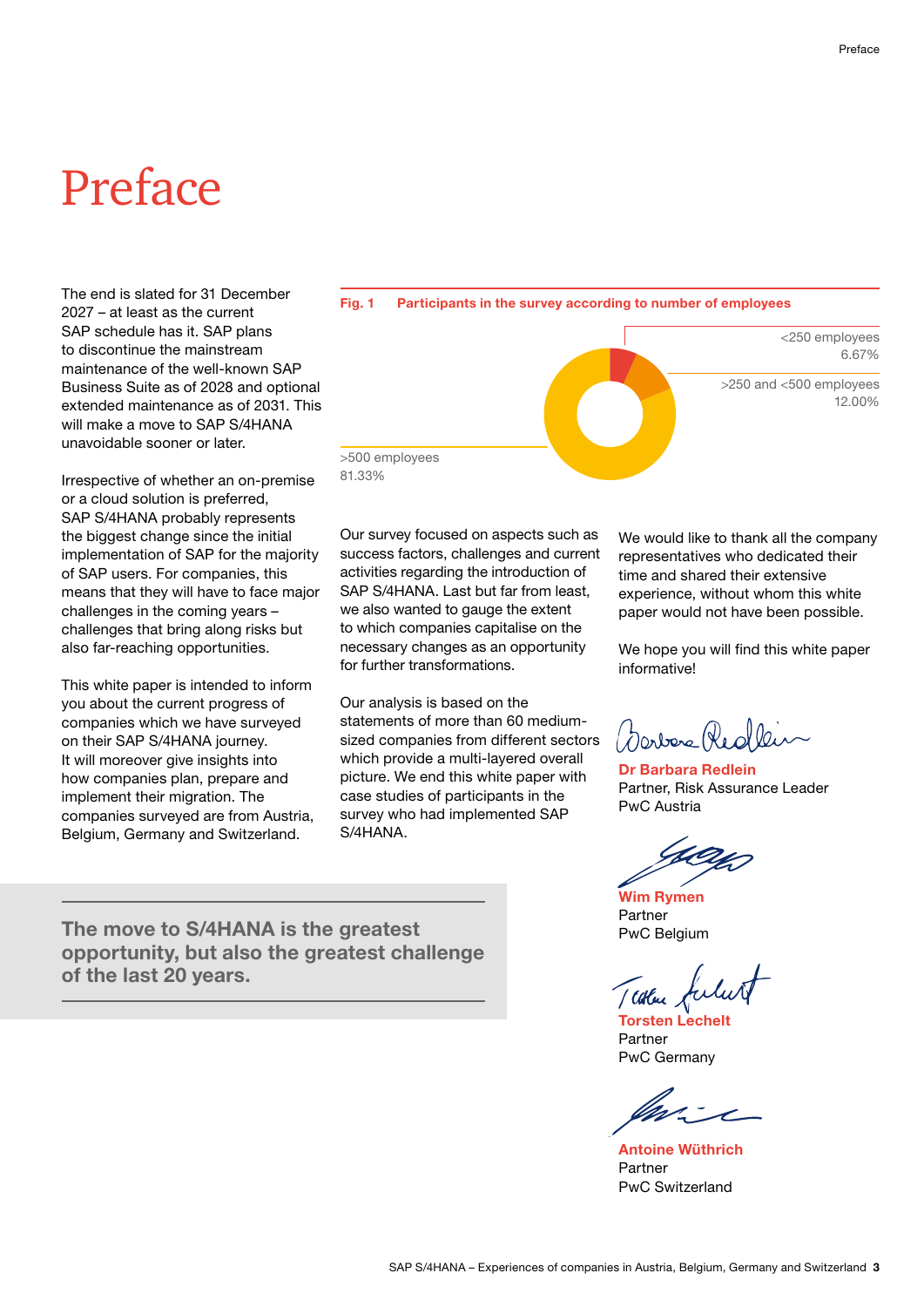// Preface

The end is slated for 31 December 2027 – at least as the current SAP schedule has it. SAP plans to discontinue the mainstream maintenance of the well-known SAP Business Suite as of 2028 and optional extended maintenance as of 2031. This will make a move to SAP S/4HANA unavoidable sooner or later.

Irrespective of whether an on-premise or a cloud solution is preferred, SAP S/4HANA probably represents the biggest change since the initial implementation of SAP for the majority of SAP users. For companies, this means that they will have to face major challenges in the coming years – challenges that bring along risks but also far-reaching opportunities.

This white paper is intended to inform you about the current progress of companies which we have surveyed on their SAP S/4HANA journey. It will moreover give insights into how companies plan, prepare and implement their migration. The companies surveyed are from Austria, Belgium, Germany and Switzerland.

**The move to S/4HANA is the greatest opportunity, but also the greatest challenge of the last 20 years.**

**Fig. 1 Participants in the survey according to number of employees**

| Number of employees | Share |
|---|---|
| <250 employees | 6.67% |
| >250 and <500 employees | 12.00% |
| >500 employees | 81.33% |

Our survey focused on aspects such as success factors, challenges and current activities regarding the introduction of SAP S/4HANA. Last but far from least, we also wanted to gauge the extent to which companies capitalise on the necessary changes as an opportunity for further transformations.

Our analysis is based on the statements of more than 60 medium-sized companies from different sectors which provide a multi-layered overall picture. We end this white paper with case studies of participants in the survey who had implemented SAP S/4HANA.

We would like to thank all the company representatives who dedicated their time and shared their extensive experience, without whom this white paper would not have been possible.

We hope you will find this white paper informative!

**Dr Barbara Redlein**
Partner, Risk Assurance Leader
PwC Austria

**Wim Rymen**
Partner
PwC Belgium

**Torsten Lechelt**
Partner
PwC Germany

**Antoine Wüthrich**
Partner
PwC Switzerland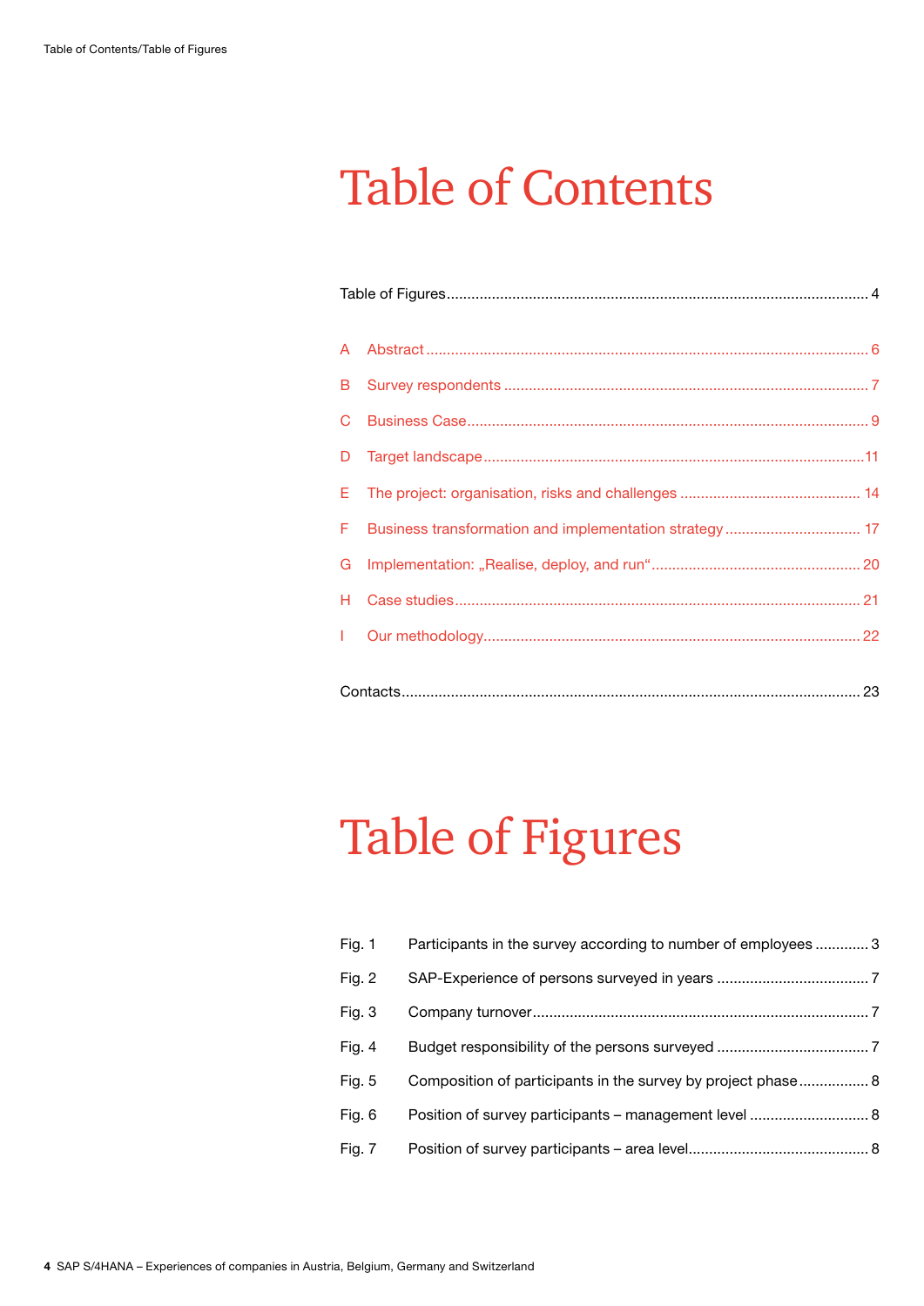# Table of Contents

Table of Figures ........................................................................................................ 4

A Abstract ................................................................................................................ 6

B Survey respondents .............................................................................................. 7

C Business Case ....................................................................................................... 9

D Target landscape .................................................................................................. 11

E The project: organisation, risks and challenges .................................................. 14

F Business transformation and implementation strategy ........................................ 17

G Implementation: „Realise, deploy, and run“ ......................................................... 20

H Case studies ........................................................................................................ 21

I Our methodology .................................................................................................. 22

Contacts ................................................................................................................... 23

# Table of Figures

Fig. 1 Participants in the survey according to number of employees ............. 3

Fig. 2 SAP-Experience of persons surveyed in years ..................................... 7

Fig. 3 Company turnover .................................................................................. 7

Fig. 4 Budget responsibility of the persons surveyed ..................................... 7

Fig. 5 Composition of participants in the survey by project phase ................. 8

Fig. 6 Position of survey participants – management level ............................ 8

Fig. 7 Position of survey participants – area level ........................................... 8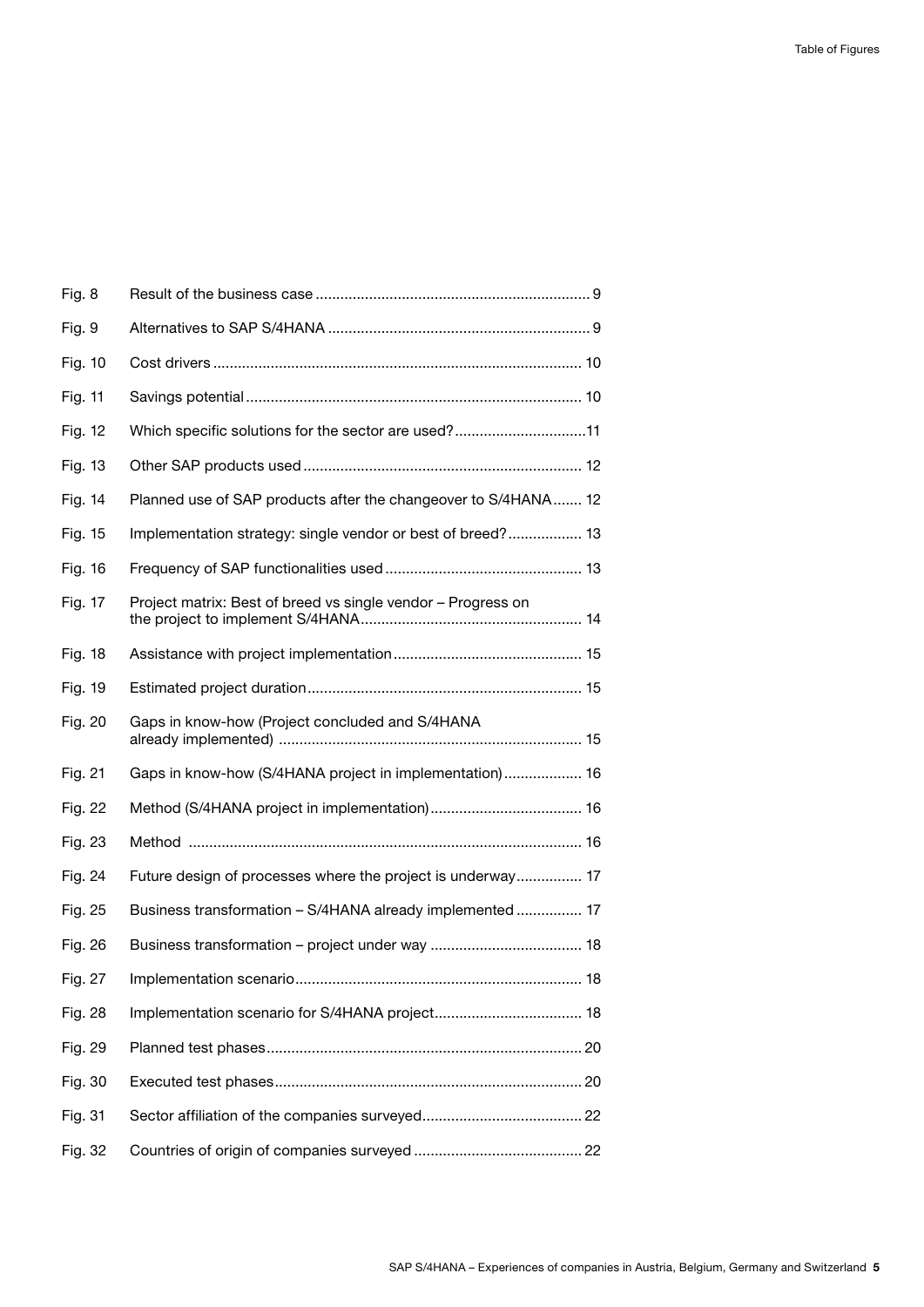| | | |
|---|---|---|
| Fig. 8 | Result of the business case | 9 |
| Fig. 9 | Alternatives to SAP S/4HANA | 9 |
| Fig. 10 | Cost drivers | 10 |
| Fig. 11 | Savings potential | 10 |
| Fig. 12 | Which specific solutions for the sector are used? | 11 |
| Fig. 13 | Other SAP products used | 12 |
| Fig. 14 | Planned use of SAP products after the changeover to S/4HANA | 12 |
| Fig. 15 | Implementation strategy: single vendor or best of breed? | 13 |
| Fig. 16 | Frequency of SAP functionalities used | 13 |
| Fig. 17 | Project matrix: Best of breed vs single vendor – Progress on the project to implement S/4HANA | 14 |
| Fig. 18 | Assistance with project implementation | 15 |
| Fig. 19 | Estimated project duration | 15 |
| Fig. 20 | Gaps in know-how (Project concluded and S/4HANA already implemented) | 15 |
| Fig. 21 | Gaps in know-how (S/4HANA project in implementation) | 16 |
| Fig. 22 | Method (S/4HANA project in implementation) | 16 |
| Fig. 23 | Method | 16 |
| Fig. 24 | Future design of processes where the project is underway | 17 |
| Fig. 25 | Business transformation – S/4HANA already implemented | 17 |
| Fig. 26 | Business transformation – project under way | 18 |
| Fig. 27 | Implementation scenario | 18 |
| Fig. 28 | Implementation scenario for S/4HANA project | 18 |
| Fig. 29 | Planned test phases | 20 |
| Fig. 30 | Executed test phases | 20 |
| Fig. 31 | Sector affiliation of the companies surveyed | 22 |
| Fig. 32 | Countries of origin of companies surveyed | 22 |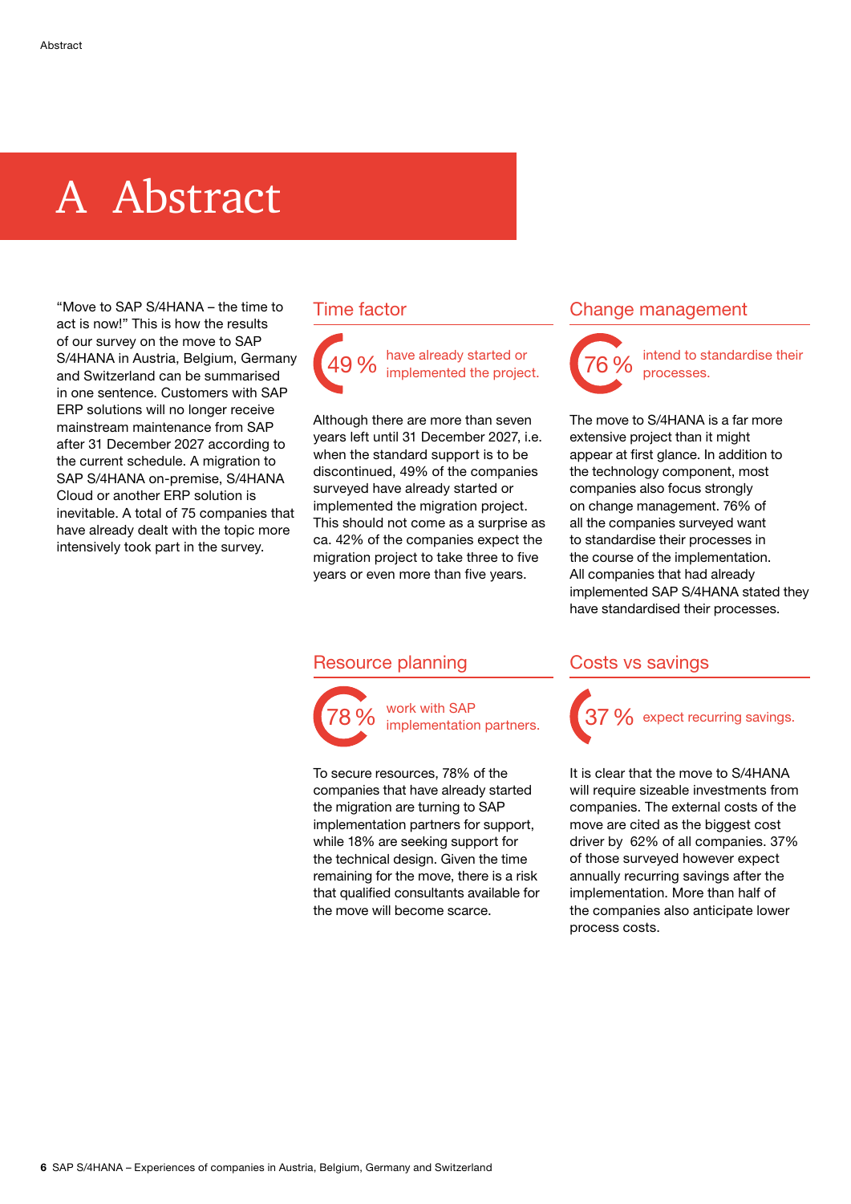# A Abstract

"Move to SAP S/4HANA – the time to act is now!" This is how the results of our survey on the move to SAP S/4HANA in Austria, Belgium, Germany and Switzerland can be summarised in one sentence. Customers with SAP ERP solutions will no longer receive mainstream maintenance from SAP after 31 December 2027 according to the current schedule. A migration to SAP S/4HANA on-premise, S/4HANA Cloud or another ERP solution is inevitable. A total of 75 companies that have already dealt with the topic more intensively took part in the survey.

## Time factor

49 % have already started or implemented the project.

Although there are more than seven years left until 31 December 2027, i.e. when the standard support is to be discontinued, 49% of the companies surveyed have already started or implemented the migration project. This should not come as a surprise as ca. 42% of the companies expect the migration project to take three to five years or even more than five years.

## Change management

76 % intend to standardise their processes.

The move to S/4HANA is a far more extensive project than it might appear at first glance. In addition to the technology component, most companies also focus strongly on change management. 76% of all the companies surveyed want to standardise their processes in the course of the implementation. All companies that had already implemented SAP S/4HANA stated they have standardised their processes.

## Resource planning

78 % work with SAP implementation partners.

To secure resources, 78% of the companies that have already started the migration are turning to SAP implementation partners for support, while 18% are seeking support for the technical design. Given the time remaining for the move, there is a risk that qualified consultants available for the move will become scarce.

## Costs vs savings

37 % expect recurring savings.

It is clear that the move to S/4HANA will require sizeable investments from companies. The external costs of the move are cited as the biggest cost driver by 62% of all companies. 37% of those surveyed however expect annually recurring savings after the implementation. More than half of the companies also anticipate lower process costs.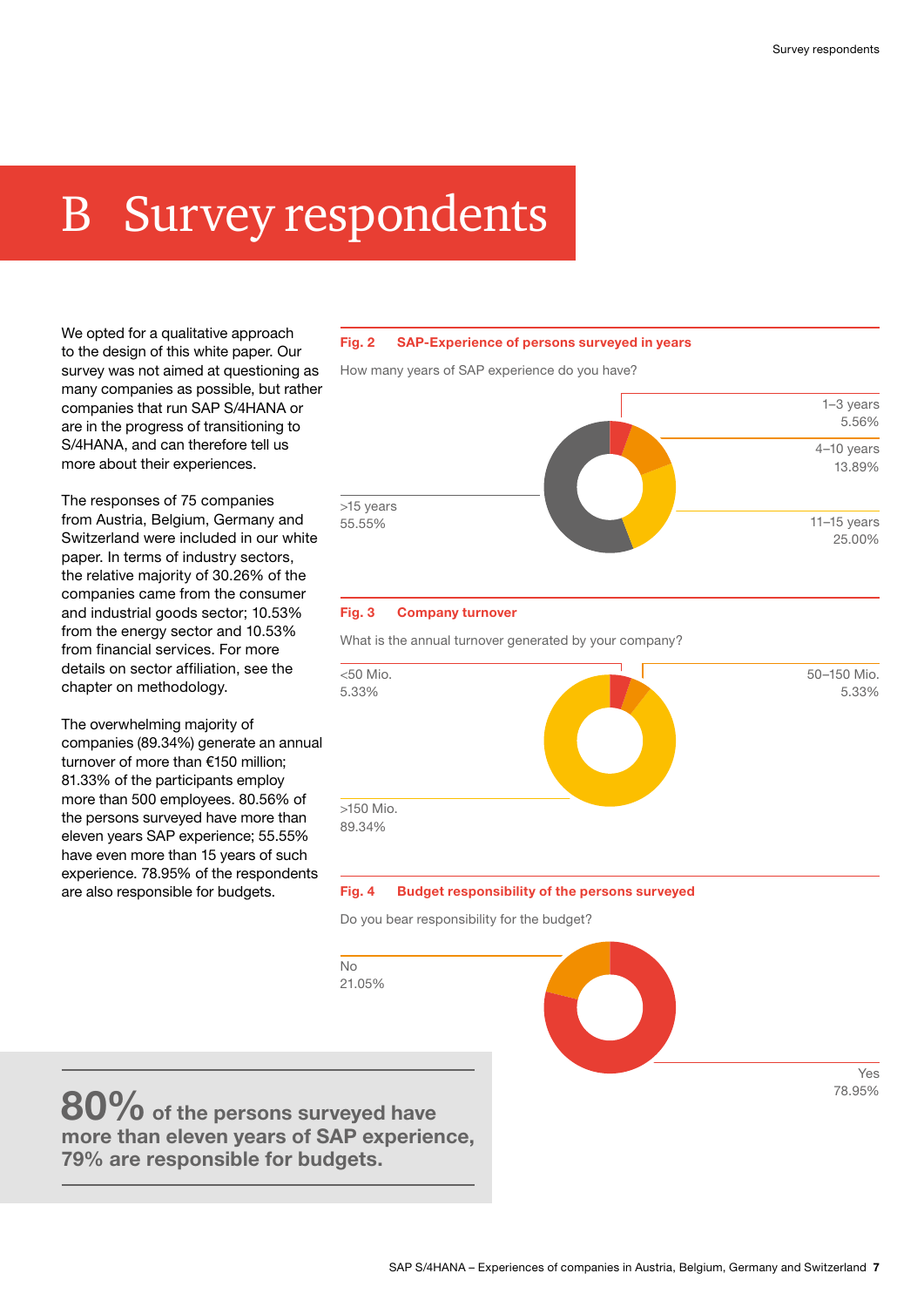# B Survey respondents

We opted for a qualitative approach to the design of this white paper. Our survey was not aimed at questioning as many companies as possible, but rather companies that run SAP S/4HANA or are in the progress of transitioning to S/4HANA, and can therefore tell us more about their experiences.

The responses of 75 companies from Austria, Belgium, Germany and Switzerland were included in our white paper. In terms of industry sectors, the relative majority of 30.26% of the companies came from the consumer and industrial goods sector; 10.53% from the energy sector and 10.53% from financial services. For more details on sector affiliation, see the chapter on methodology.

The overwhelming majority of companies (89.34%) generate an annual turnover of more than €150 million; 81.33% of the participants employ more than 500 employees. 80.56% of the persons surveyed have more than eleven years SAP experience; 55.55% have even more than 15 years of such experience. 78.95% of the respondents are also responsible for budgets.

**Fig. 2 SAP-Experience of persons surveyed in years**

How many years of SAP experience do you have?

| Years | Share |
| --- | --- |
| 1–3 years | 5.56% |
| 4–10 years | 13.89% |
| 11–15 years | 25.00% |
| >15 years | 55.55% |

**Fig. 3 Company turnover**

What is the annual turnover generated by your company?

| Turnover | Share |
| --- | --- |
| <50 Mio. | 5.33% |
| 50–150 Mio. | 5.33% |
| >150 Mio. | 89.34% |

**Fig. 4 Budget responsibility of the persons surveyed**

Do you bear responsibility for the budget?

| Answer | Share |
| --- | --- |
| No | 21.05% |
| Yes | 78.95% |

**80% of the persons surveyed have more than eleven years of SAP experience, 79% are responsible for budgets.**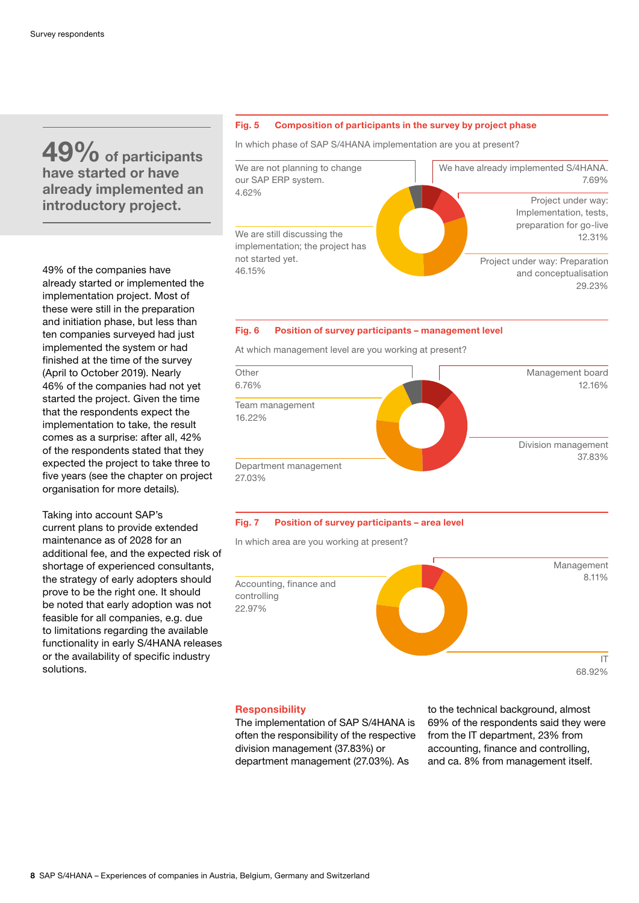**49% of participants have started or have already implemented an introductory project.**

49% of the companies have already started or implemented the implementation project. Most of these were still in the preparation and initiation phase, but less than ten companies surveyed had just implemented the system or had finished at the time of the survey (April to October 2019). Nearly 46% of the companies had not yet started the project. Given the time that the respondents expect the implementation to take, the result comes as a surprise: after all, 42% of the respondents stated that they expected the project to take three to five years (see the chapter on project organisation for more details).

Taking into account SAP's current plans to provide extended maintenance as of 2028 for an additional fee, and the expected risk of shortage of experienced consultants, the strategy of early adopters should prove to be the right one. It should be noted that early adoption was not feasible for all companies, e.g. due to limitations regarding the available functionality in early S/4HANA releases or the availability of specific industry solutions.

**Fig. 5 Composition of participants in the survey by project phase**

In which phase of SAP S/4HANA implementation are you at present?

| Project phase | Share |
|---|---|
| We are not planning to change our SAP ERP system. | 4.62% |
| We are still discussing the implementation; the project has not started yet. | 46.15% |
| We have already implemented S/4HANA. | 7.69% |
| Project under way: Implementation, tests, preparation for go-live | 12.31% |
| Project under way: Preparation and conceptualisation | 29.23% |

**Fig. 6 Position of survey participants – management level**

At which management level are you working at present?

| Management level | Share |
|---|---|
| Other | 6.76% |
| Team management | 16.22% |
| Department management | 27.03% |
| Management board | 12.16% |
| Division management | 37.83% |

**Fig. 7 Position of survey participants – area level**

In which area are you working at present?

| Area | Share |
|---|---|
| Accounting, finance and controlling | 22.97% |
| Management | 8.11% |
| IT | 68.92% |

## Responsibility

The implementation of SAP S/4HANA is often the responsibility of the respective division management (37.83%) or department management (27.03%). As to the technical background, almost 69% of the respondents said they were from the IT department, 23% from accounting, finance and controlling, and ca. 8% from management itself.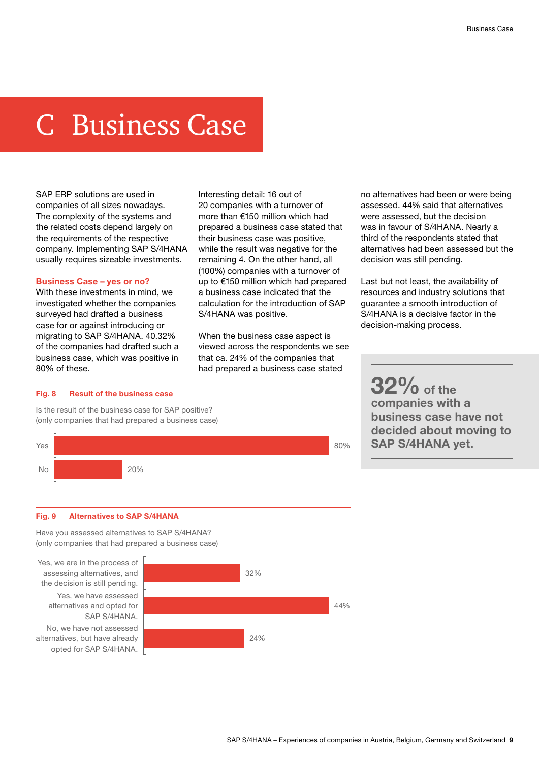# C Business Case

SAP ERP solutions are used in companies of all sizes nowadays. The complexity of the systems and the related costs depend largely on the requirements of the respective company. Implementing SAP S/4HANA usually requires sizeable investments.

### Business Case – yes or no?

With these investments in mind, we investigated whether the companies surveyed had drafted a business case for or against introducing or migrating to SAP S/4HANA. 40.32% of the companies had drafted such a business case, which was positive in 80% of these.

Interesting detail: 16 out of 20 companies with a turnover of more than €150 million which had prepared a business case stated that their business case was positive, while the result was negative for the remaining 4. On the other hand, all (100%) companies with a turnover of up to €150 million which had prepared a business case indicated that the calculation for the introduction of SAP S/4HANA was positive.

When the business case aspect is viewed across the respondents we see that ca. 24% of the companies that had prepared a business case stated no alternatives had been or were being assessed. 44% said that alternatives were assessed, but the decision was in favour of S/4HANA. Nearly a third of the respondents stated that alternatives had been assessed but the decision was still pending.

Last but not least, the availability of resources and industry solutions that guarantee a smooth introduction of S/4HANA is a decisive factor in the decision-making process.

**32% of the companies with a business case have not decided about moving to SAP S/4HANA yet.**

**Fig. 8 Result of the business case**

Is the result of the business case for SAP positive?
(only companies that had prepared a business case)

| Answer | Share |
|---|---|
| Yes | 80% |
| No | 20% |

**Fig. 9 Alternatives to SAP S/4HANA**

Have you assessed alternatives to SAP S/4HANA?
(only companies that had prepared a business case)

| Answer | Share |
|---|---|
| Yes, we are in the process of assessing alternatives, and the decision is still pending. | 32% |
| Yes, we have assessed alternatives and opted for SAP S/4HANA. | 44% |
| No, we have not assessed alternatives, but have already opted for SAP S/4HANA. | 24% |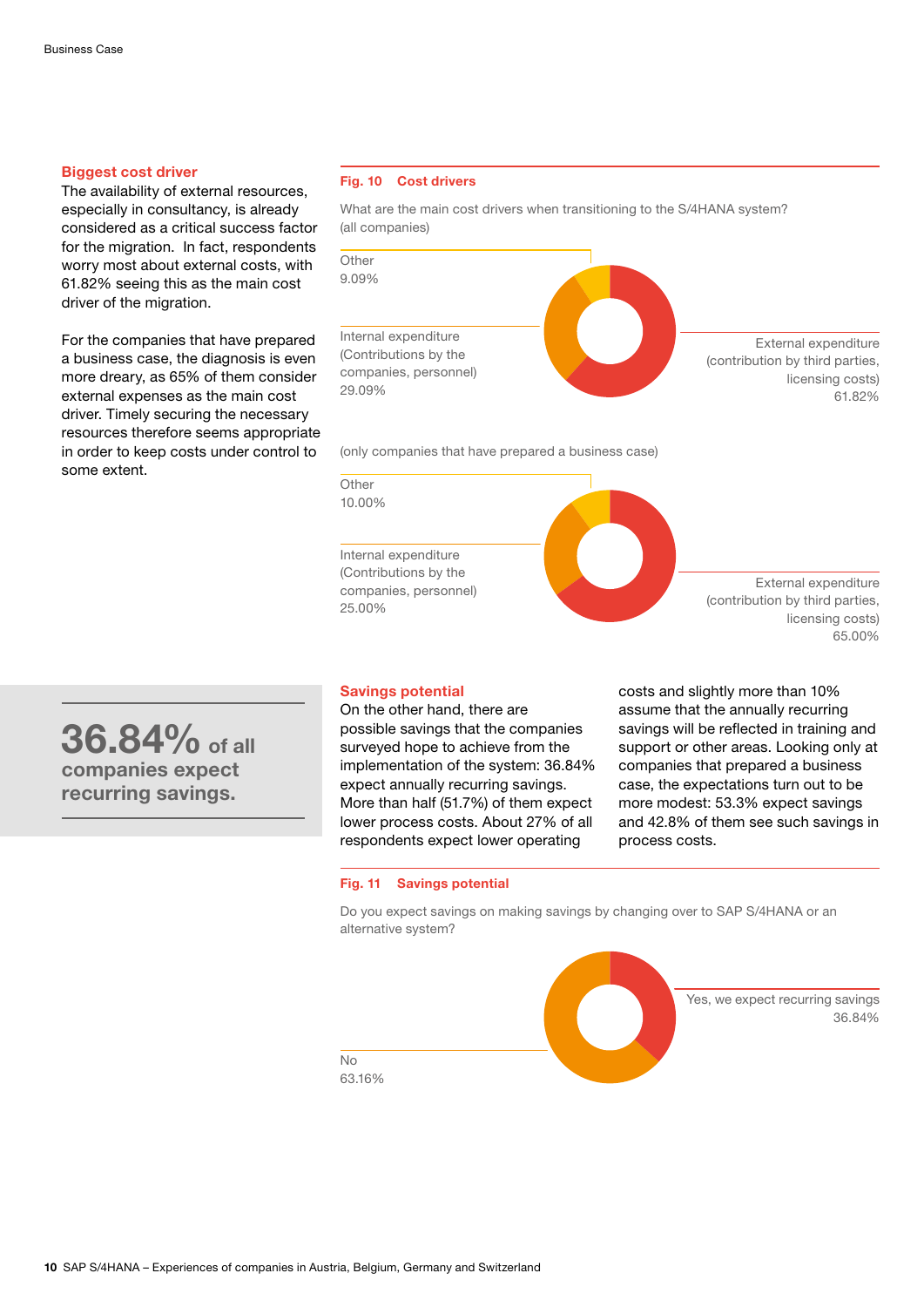### Biggest cost driver

The availability of external resources, especially in consultancy, is already considered as a critical success factor for the migration. In fact, respondents worry most about external costs, with 61.82% seeing this as the main cost driver of the migration.

For the companies that have prepared a business case, the diagnosis is even more dreary, as 65% of them consider external expenses as the main cost driver. Timely securing the necessary resources therefore seems appropriate in order to keep costs under control to some extent.

**Fig. 10 Cost drivers**

What are the main cost drivers when transitioning to the S/4HANA system? (all companies)

| Cost driver | Share |
| --- | --- |
| Other | 9.09% |
| Internal expenditure (Contributions by the companies, personnel) | 29.09% |
| External expenditure (contribution by third parties, licensing costs) | 61.82% |

(only companies that have prepared a business case)

| Cost driver | Share |
| --- | --- |
| Other | 10.00% |
| Internal expenditure (Contributions by the companies, personnel) | 25.00% |
| External expenditure (contribution by third parties, licensing costs) | 65.00% |

**36.84%** of all companies expect recurring savings.

### Savings potential

On the other hand, there are possible savings that the companies surveyed hope to achieve from the implementation of the system: 36.84% expect annually recurring savings. More than half (51.7%) of them expect lower process costs. About 27% of all respondents expect lower operating costs and slightly more than 10% assume that the annually recurring savings will be reflected in training and support or other areas. Looking only at companies that prepared a business case, the expectations turn out to be more modest: 53.3% expect savings and 42.8% of them see such savings in process costs.

**Fig. 11 Savings potential**

Do you expect savings on making savings by changing over to SAP S/4HANA or an alternative system?

| Answer | Share |
| --- | --- |
| Yes, we expect recurring savings | 36.84% |
| No | 63.16% |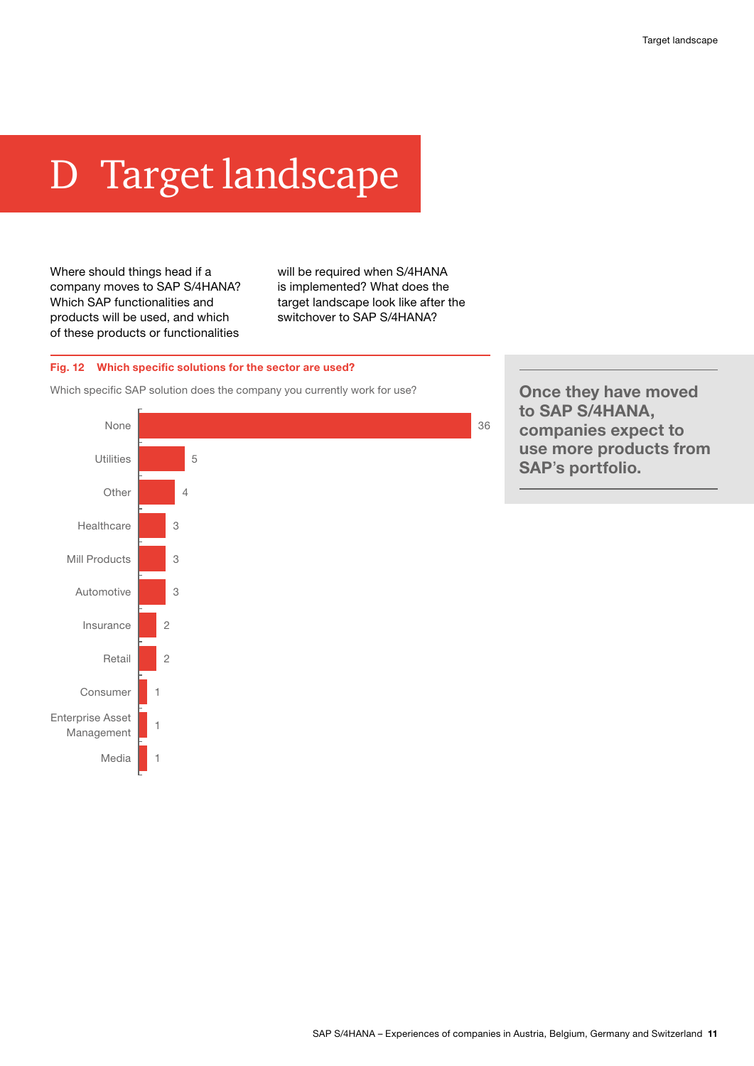# D Target landscape

Where should things head if a company moves to SAP S/4HANA? Which SAP functionalities and products will be used, and which of these products or functionalities will be required when S/4HANA is implemented? What does the target landscape look like after the switchover to SAP S/4HANA?

**Fig. 12 Which specific solutions for the sector are used?**

Which specific SAP solution does the company you currently work for use?

| Solution | Count |
| --- | --- |
| None | 36 |
| Utilities | 5 |
| Other | 4 |
| Healthcare | 3 |
| Mill Products | 3 |
| Automotive | 3 |
| Insurance | 2 |
| Retail | 2 |
| Consumer | 1 |
| Enterprise Asset Management | 1 |
| Media | 1 |

**Once they have moved to SAP S/4HANA, companies expect to use more products from SAP's portfolio.**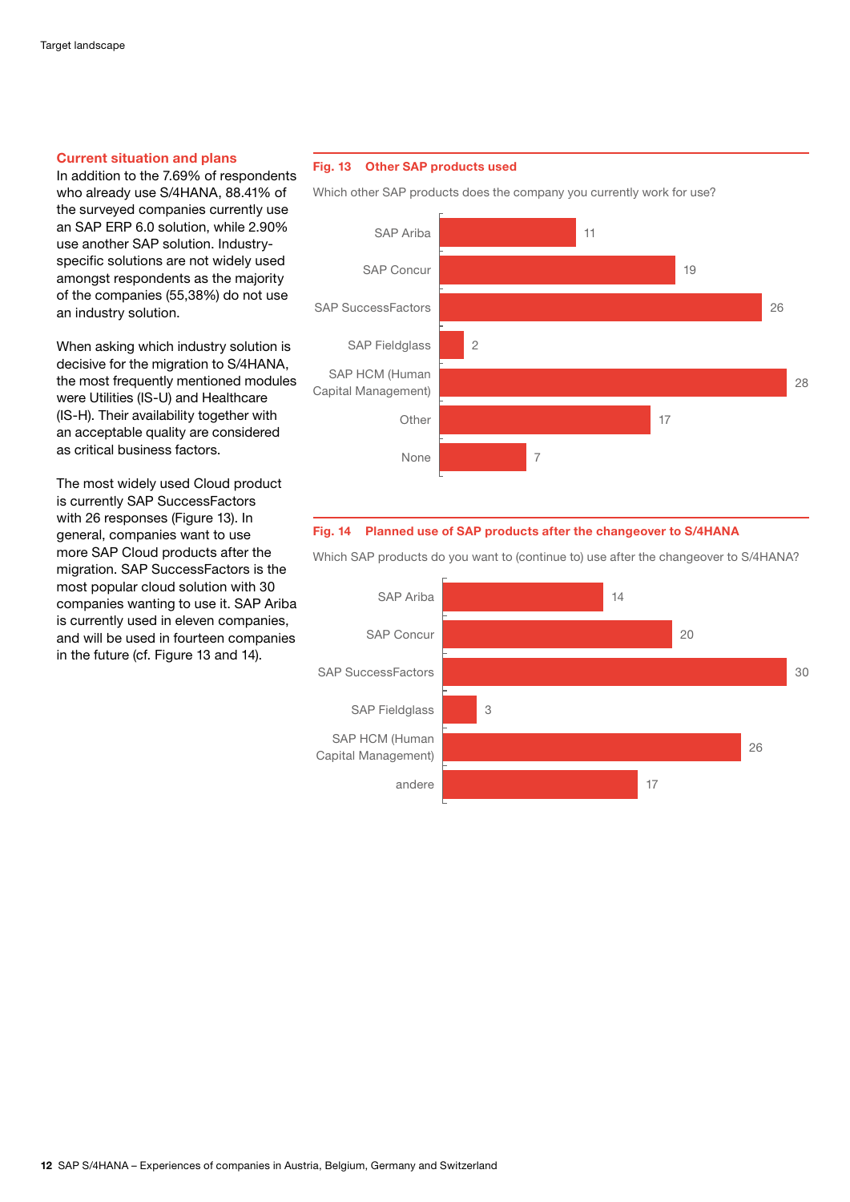## Current situation and plans

In addition to the 7.69% of respondents who already use S/4HANA, 88.41% of the surveyed companies currently use an SAP ERP 6.0 solution, while 2.90% use another SAP solution. Industry-specific solutions are not widely used amongst respondents as the majority of the companies (55,38%) do not use an industry solution.

When asking which industry solution is decisive for the migration to S/4HANA, the most frequently mentioned modules were Utilities (IS-U) and Healthcare (IS-H). Their availability together with an acceptable quality are considered as critical business factors.

The most widely used Cloud product is currently SAP SuccessFactors with 26 responses (Figure 13). In general, companies want to use more SAP Cloud products after the migration. SAP SuccessFactors is the most popular cloud solution with 30 companies wanting to use it. SAP Ariba is currently used in eleven companies, and will be used in fourteen companies in the future (cf. Figure 13 and 14).

**Fig. 13 Other SAP products used**

Which other SAP products does the company you currently work for use?

| Product | Responses |
|---|---|
| SAP Ariba | 11 |
| SAP Concur | 19 |
| SAP SuccessFactors | 26 |
| SAP Fieldglass | 2 |
| SAP HCM (Human Capital Management) | 28 |
| Other | 17 |
| None | 7 |

**Fig. 14 Planned use of SAP products after the changeover to S/4HANA**

Which SAP products do you want to (continue to) use after the changeover to S/4HANA?

| Product | Responses |
|---|---|
| SAP Ariba | 14 |
| SAP Concur | 20 |
| SAP SuccessFactors | 30 |
| SAP Fieldglass | 3 |
| SAP HCM (Human Capital Management) | 26 |
| andere | 17 |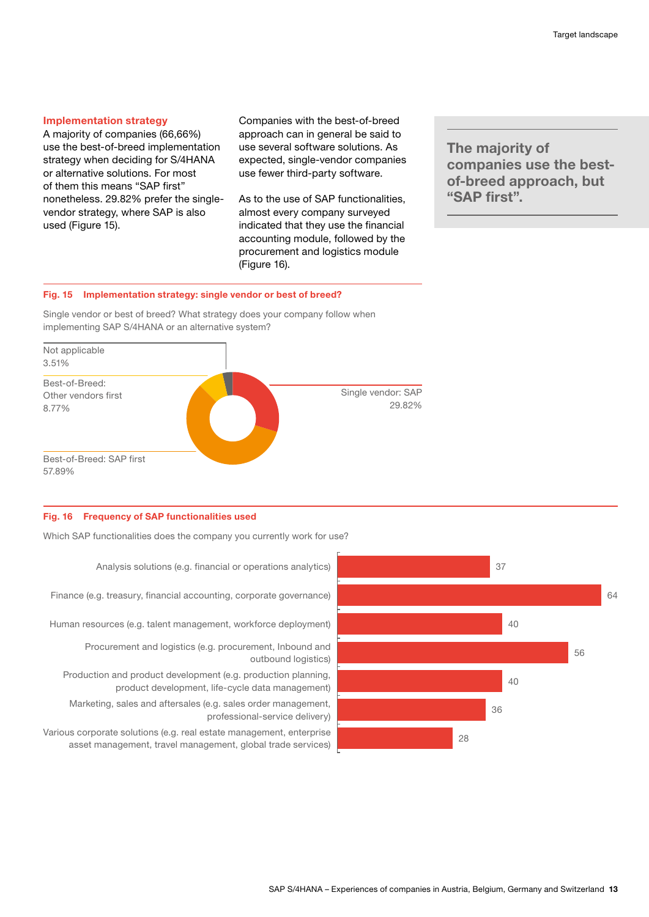## Implementation strategy

A majority of companies (66,66%) use the best-of-breed implementation strategy when deciding for S/4HANA or alternative solutions. For most of them this means "SAP first" nonetheless. 29.82% prefer the single-vendor strategy, where SAP is also used (Figure 15).

Companies with the best-of-breed approach can in general be said to use several software solutions. As expected, single-vendor companies use fewer third-party software.

As to the use of SAP functionalities, almost every company surveyed indicated that they use the financial accounting module, followed by the procurement and logistics module (Figure 16).

**The majority of companies use the best-of-breed approach, but "SAP first".**

**Fig. 15 Implementation strategy: single vendor or best of breed?**

Single vendor or best of breed? What strategy does your company follow when implementing SAP S/4HANA or an alternative system?

| Strategy | Share |
|---|---|
| Single vendor: SAP | 29.82% |
| Best-of-Breed: SAP first | 57.89% |
| Best-of-Breed: Other vendors first | 8.77% |
| Not applicable | 3.51% |

**Fig. 16 Frequency of SAP functionalities used**

Which SAP functionalities does the company you currently work for use?

| Functionality | Count |
|---|---|
| Analysis solutions (e.g. financial or operations analytics) | 37 |
| Finance (e.g. treasury, financial accounting, corporate governance) | 64 |
| Human resources (e.g. talent management, workforce deployment) | 40 |
| Procurement and logistics (e.g. procurement, Inbound and outbound logistics) | 56 |
| Production and product development (e.g. production planning, product development, life-cycle data management) | 40 |
| Marketing, sales and aftersales (e.g. sales order management, professional-service delivery) | 36 |
| Various corporate solutions (e.g. real estate management, enterprise asset management, travel management, global trade services) | 28 |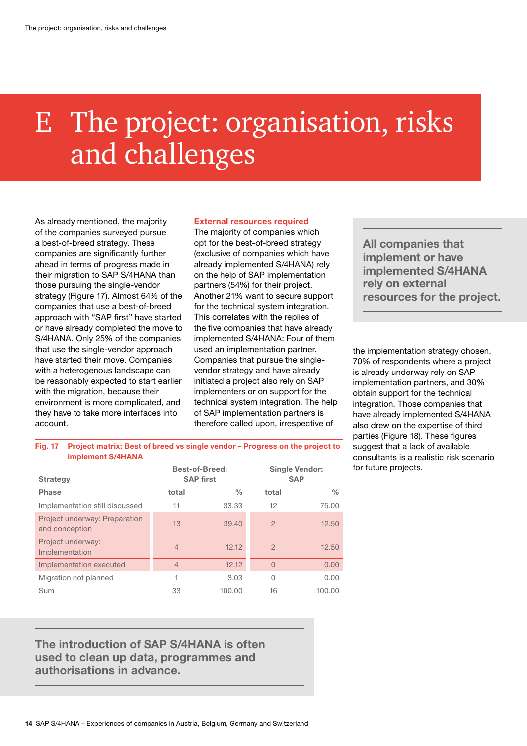# E The project: organisation, risks and challenges

As already mentioned, the majority of the companies surveyed pursue a best-of-breed strategy. These companies are significantly further ahead in terms of progress made in their migration to SAP S/4HANA than those pursuing the single-vendor strategy (Figure 17). Almost 64% of the companies that use a best-of-breed approach with "SAP first" have started or have already completed the move to S/4HANA. Only 25% of the companies that use the single-vendor approach have started their move. Companies with a heterogenous landscape can be reasonably expected to start earlier with the migration, because their environment is more complicated, and they have to take more interfaces into account.

**Fig. 17 Project matrix: Best of breed vs single vendor – Progress on the project to implement S/4HANA**

| Strategy | Best-of-Breed: SAP first | | Single Vendor: SAP | |
|---|---|---|---|---|
| **Phase** | **total** | **%** | **total** | **%** |
| Implementation still discussed | 11 | 33.33 | 12 | 75.00 |
| Project underway: Preparation and conception | 13 | 39.40 | 2 | 12.50 |
| Project underway: Implementation | 4 | 12.12 | 2 | 12.50 |
| Implementation executed | 4 | 12.12 | 0 | 0.00 |
| Migration not planned | 1 | 3.03 | 0 | 0.00 |
| Sum | 33 | 100.00 | 16 | 100.00 |

**The introduction of SAP S/4HANA is often used to clean up data, programmes and authorisations in advance.**

## External resources required

The majority of companies which opt for the best-of-breed strategy (exclusive of companies which have already implemented S/4HANA) rely on the help of SAP implementation partners (54%) for their project. Another 21% want to secure support for the technical system integration. This correlates with the replies of the five companies that have already implemented S/4HANA: Four of them used an implementation partner. Companies that pursue the single-vendor strategy and have already initiated a project also rely on SAP implementers or on support for the technical system integration. The help of SAP implementation partners is therefore called upon, irrespective of the implementation strategy chosen. 70% of respondents where a project is already underway rely on SAP implementation partners, and 30% obtain support for the technical integration. Those companies that have already implemented S/4HANA also drew on the expertise of third parties (Figure 18). These figures suggest that a lack of available consultants is a realistic risk scenario for future projects.

**All companies that implement or have implemented S/4HANA rely on external resources for the project.**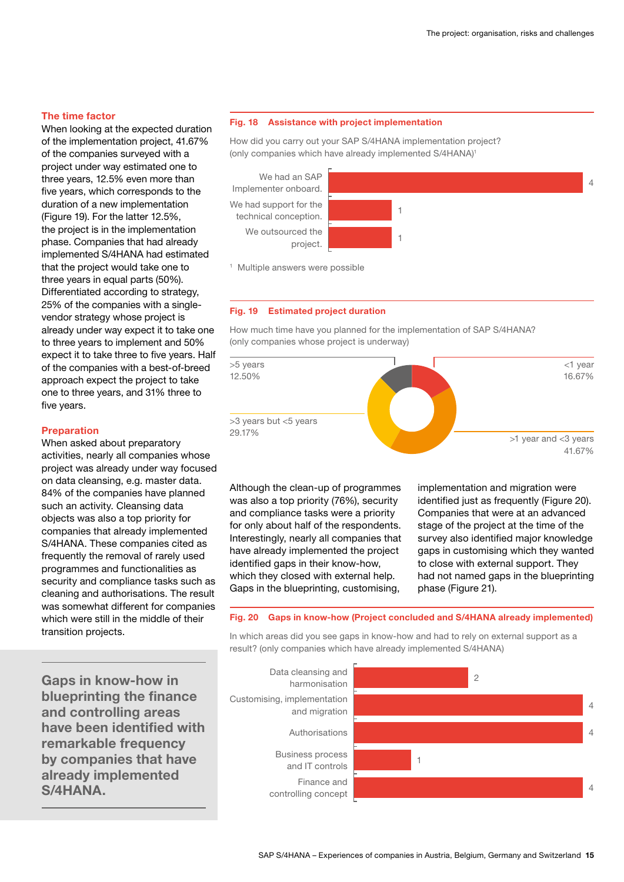## The time factor

When looking at the expected duration of the implementation project, 41.67% of the companies surveyed with a project under way estimated one to three years, 12.5% even more than five years, which corresponds to the duration of a new implementation (Figure 19). For the latter 12.5%, the project is in the implementation phase. Companies that had already implemented S/4HANA had estimated that the project would take one to three years in equal parts (50%). Differentiated according to strategy, 25% of the companies with a single-vendor strategy whose project is already under way expect it to take one to three years to implement and 50% expect it to take three to five years. Half of the companies with a best-of-breed approach expect the project to take one to three years, and 31% three to five years.

## Preparation

When asked about preparatory activities, nearly all companies whose project was already under way focused on data cleansing, e.g. master data. 84% of the companies have planned such an activity. Cleansing data objects was also a top priority for companies that already implemented S/4HANA. These companies cited as frequently the removal of rarely used programmes and functionalities as security and compliance tasks such as cleaning and authorisations. The result was somewhat different for companies which were still in the middle of their transition projects.

> **Gaps in know-how in blueprinting the finance and controlling areas have been identified with remarkable frequency by companies that have already implemented S/4HANA.**

**Fig. 18 Assistance with project implementation**

How did you carry out your SAP S/4HANA implementation project? (only companies which have already implemented S/4HANA)[1]

| Answer | Count |
| --- | --- |
| We had an SAP Implementer onboard. | 4 |
| We had support for the technical conception. | 1 |
| We outsourced the project. | 1 |

[1] Multiple answers were possible

**Fig. 19 Estimated project duration**

How much time have you planned for the implementation of SAP S/4HANA? (only companies whose project is underway)

| Duration | Share |
| --- | --- |
| <1 year | 16.67% |
| >1 year and <3 years | 41.67% |
| >3 years but <5 years | 29.17% |
| >5 years | 12.50% |

Although the clean-up of programmes was also a top priority (76%), security and compliance tasks were a priority for only about half of the respondents. Interestingly, nearly all companies that have already implemented the project identified gaps in their know-how, which they closed with external help. Gaps in the blueprinting, customising, implementation and migration were identified just as frequently (Figure 20). Companies that were at an advanced stage of the project at the time of the survey also identified major knowledge gaps in customising which they wanted to close with external support. They had not named gaps in the blueprinting phase (Figure 21).

**Fig. 20 Gaps in know-how (Project concluded and S/4HANA already implemented)**

In which areas did you see gaps in know-how and had to rely on external support as a result? (only companies which have already implemented S/4HANA)

| Area | Count |
| --- | --- |
| Data cleansing and harmonisation | 2 |
| Customising, implementation and migration | 4 |
| Authorisations | 4 |
| Business process and IT controls | 1 |
| Finance and controlling concept | 4 |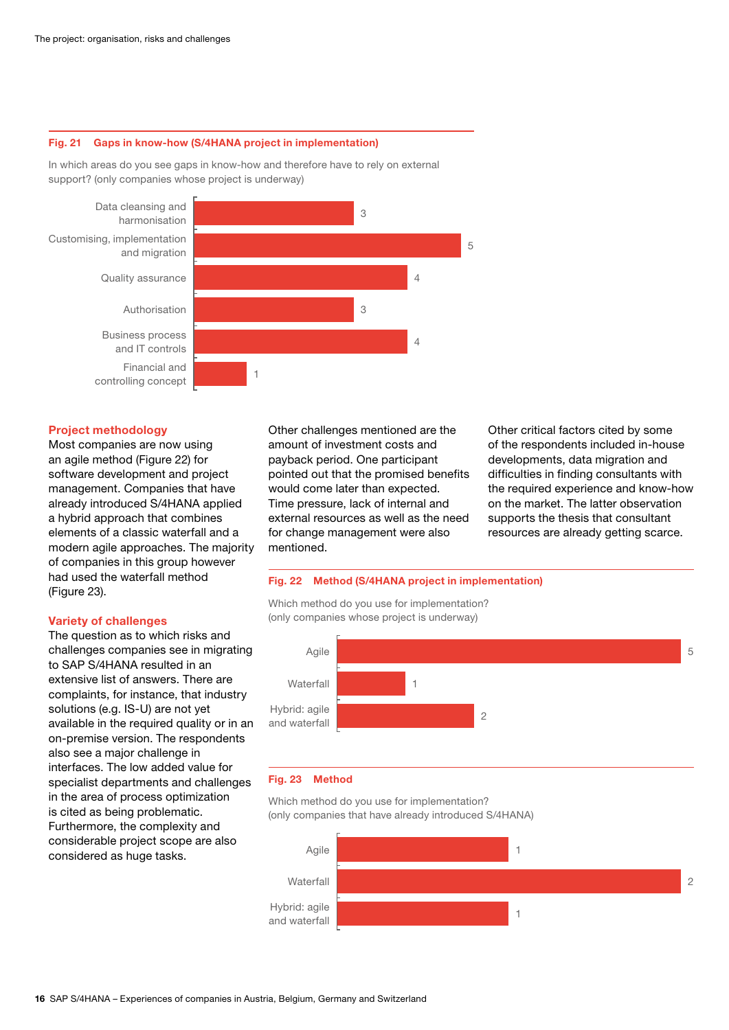**Fig. 21 Gaps in know-how (S/4HANA project in implementation)**

In which areas do you see gaps in know-how and therefore have to rely on external support? (only companies whose project is underway)

| Area | Value |
| --- | --- |
| Data cleansing and harmonisation | 3 |
| Customising, implementation and migration | 5 |
| Quality assurance | 4 |
| Authorisation | 3 |
| Business process and IT controls | 4 |
| Financial and controlling concept | 1 |

## Project methodology

Most companies are now using an agile method (Figure 22) for software development and project management. Companies that have already introduced S/4HANA applied a hybrid approach that combines elements of a classic waterfall and a modern agile approaches. The majority of companies in this group however had used the waterfall method (Figure 23).

## Variety of challenges

The question as to which risks and challenges companies see in migrating to SAP S/4HANA resulted in an extensive list of answers. There are complaints, for instance, that industry solutions (e.g. IS-U) are not yet available in the required quality or in an on-premise version. The respondents also see a major challenge in interfaces. The low added value for specialist departments and challenges in the area of process optimization is cited as being problematic. Furthermore, the complexity and considerable project scope are also considered as huge tasks.

Other challenges mentioned are the amount of investment costs and payback period. One participant pointed out that the promised benefits would come later than expected. Time pressure, lack of internal and external resources as well as the need for change management were also mentioned.

Other critical factors cited by some of the respondents included in-house developments, data migration and difficulties in finding consultants with the required experience and know-how on the market. The latter observation supports the thesis that consultant resources are already getting scarce.

**Fig. 22 Method (S/4HANA project in implementation)**

Which method do you use for implementation? (only companies whose project is underway)

| Method | Value |
| --- | --- |
| Agile | 5 |
| Waterfall | 1 |
| Hybrid: agile and waterfall | 2 |

**Fig. 23 Method**

Which method do you use for implementation? (only companies that have already introduced S/4HANA)

| Method | Value |
| --- | --- |
| Agile | 1 |
| Waterfall | 2 |
| Hybrid: agile and waterfall | 1 |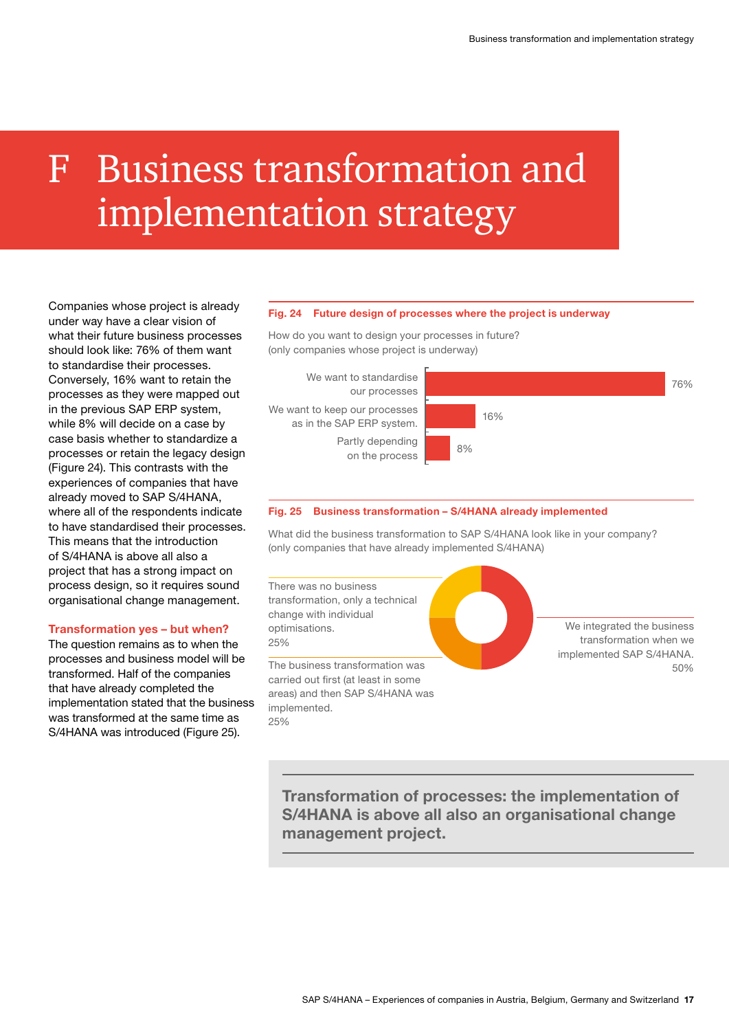# F Business transformation and implementation strategy

Companies whose project is already under way have a clear vision of what their future business processes should look like: 76% of them want to standardise their processes. Conversely, 16% want to retain the processes as they were mapped out in the previous SAP ERP system, while 8% will decide on a case by case basis whether to standardize a processes or retain the legacy design (Figure 24). This contrasts with the experiences of companies that have already moved to SAP S/4HANA, where all of the respondents indicate to have standardised their processes. This means that the introduction of S/4HANA is above all also a project that has a strong impact on process design, so it requires sound organisational change management.

### Transformation yes – but when?

The question remains as to when the processes and business model will be transformed. Half of the companies that have already completed the implementation stated that the business was transformed at the same time as S/4HANA was introduced (Figure 25).

**Fig. 24 Future design of processes where the project is underway**

How do you want to design your processes in future?
(only companies whose project is underway)

| Response | Share |
|---|---|
| We want to standardise our processes | 76% |
| We want to keep our processes as in the SAP ERP system. | 16% |
| Partly depending on the process | 8% |

**Fig. 25 Business transformation – S/4HANA already implemented**

What did the business transformation to SAP S/4HANA look like in your company?
(only companies that have already implemented S/4HANA)

| Response | Share |
|---|---|
| We integrated the business transformation when we implemented SAP S/4HANA. | 50% |
| There was no business transformation, only a technical change with individual optimisations. | 25% |
| The business transformation was carried out first (at least in some areas) and then SAP S/4HANA was implemented. | 25% |

**Transformation of processes: the implementation of S/4HANA is above all also an organisational change management project.**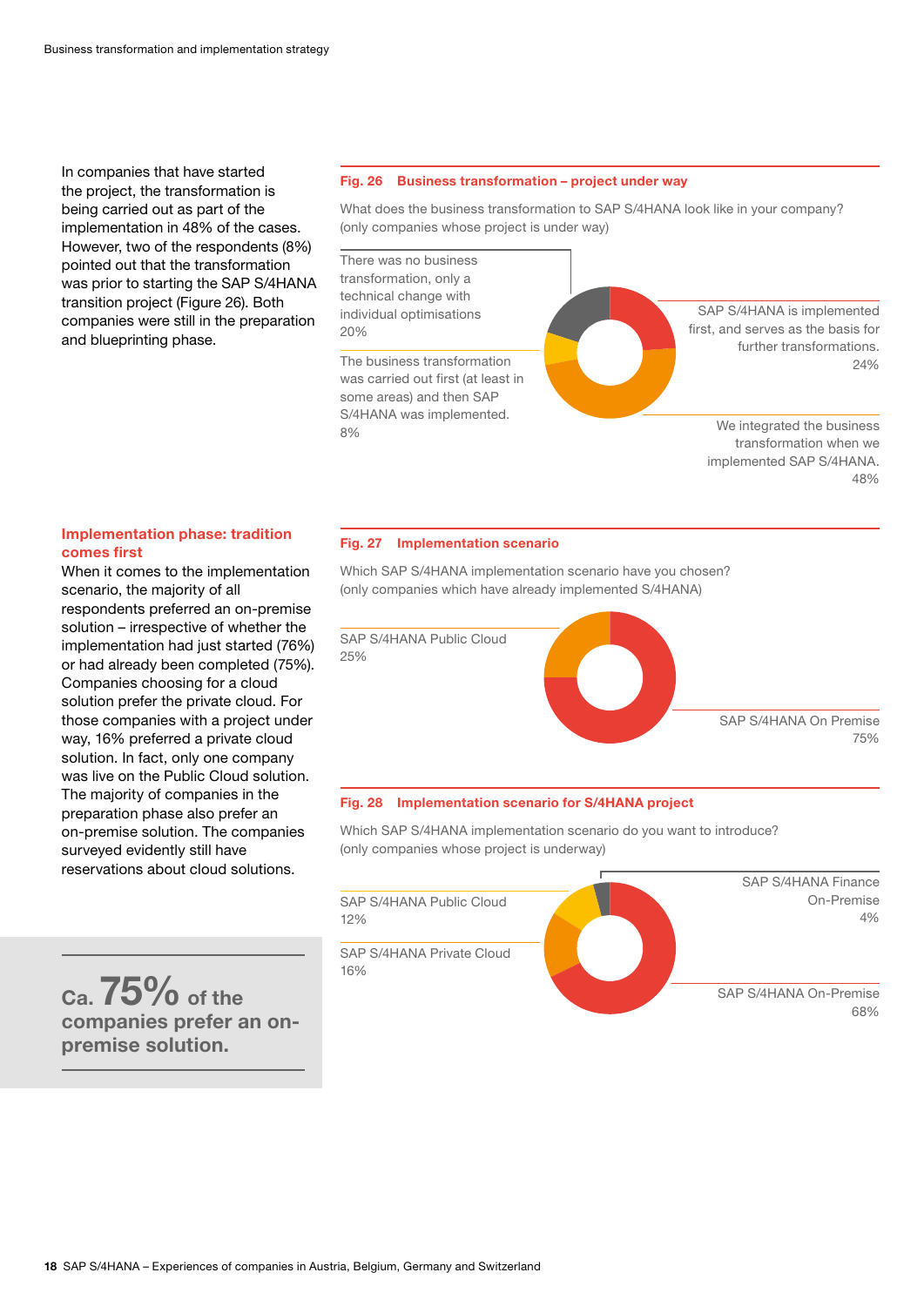In companies that have started the project, the transformation is being carried out as part of the implementation in 48% of the cases. However, two of the respondents (8%) pointed out that the transformation was prior to starting the SAP S/4HANA transition project (Figure 26). Both companies were still in the preparation and blueprinting phase.

**Fig. 26 Business transformation – project under way**

What does the business transformation to SAP S/4HANA look like in your company? (only companies whose project is under way)

- There was no business transformation, only a technical change with individual optimisations 20%
- The business transformation was carried out first (at least in some areas) and then SAP S/4HANA was implemented. 8%
- SAP S/4HANA is implemented first, and serves as the basis for further transformations. 24%
- We integrated the business transformation when we implemented SAP S/4HANA. 48%

## Implementation phase: tradition comes first

When it comes to the implementation scenario, the majority of all respondents preferred an on-premise solution – irrespective of whether the implementation had just started (76%) or had already been completed (75%). Companies choosing for a cloud solution prefer the private cloud. For those companies with a project under way, 16% preferred a private cloud solution. In fact, only one company was live on the Public Cloud solution. The majority of companies in the preparation phase also prefer an on-premise solution. The companies surveyed evidently still have reservations about cloud solutions.

**Ca. 75% of the companies prefer an on-premise solution.**

**Fig. 27 Implementation scenario**

Which SAP S/4HANA implementation scenario have you chosen? (only companies which have already implemented S/4HANA)

- SAP S/4HANA Public Cloud 25%
- SAP S/4HANA On Premise 75%

**Fig. 28 Implementation scenario for S/4HANA project**

Which SAP S/4HANA implementation scenario do you want to introduce? (only companies whose project is underway)

- SAP S/4HANA Public Cloud 12%
- SAP S/4HANA Private Cloud 16%
- SAP S/4HANA Finance On-Premise 4%
- SAP S/4HANA On-Premise 68%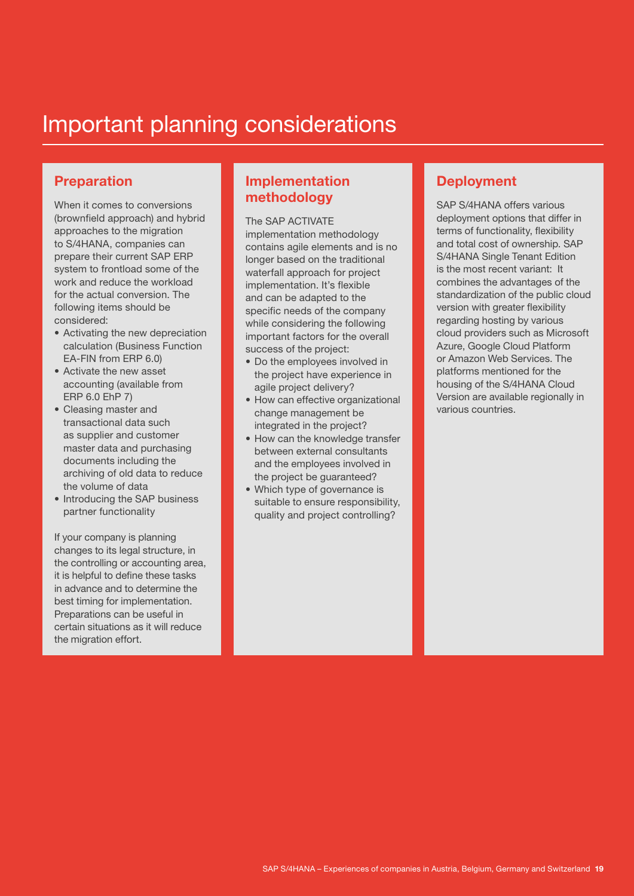# Important planning considerations

## Preparation

When it comes to conversions (brownfield approach) and hybrid approaches to the migration to S/4HANA, companies can prepare their current SAP ERP system to frontload some of the work and reduce the workload for the actual conversion. The following items should be considered:

- Activating the new depreciation calculation (Business Function EA-FIN from ERP 6.0)
- Activate the new asset accounting (available from ERP 6.0 EhP 7)
- Cleasing master and transactional data such as supplier and customer master data and purchasing documents including the archiving of old data to reduce the volume of data
- Introducing the SAP business partner functionality

If your company is planning changes to its legal structure, in the controlling or accounting area, it is helpful to define these tasks in advance and to determine the best timing for implementation. Preparations can be useful in certain situations as it will reduce the migration effort.

## Implementation methodology

The SAP ACTIVATE implementation methodology contains agile elements and is no longer based on the traditional waterfall approach for project implementation. It's flexible and can be adapted to the specific needs of the company while considering the following important factors for the overall success of the project:

- Do the employees involved in the project have experience in agile project delivery?
- How can effective organizational change management be integrated in the project?
- How can the knowledge transfer between external consultants and the employees involved in the project be guaranteed?
- Which type of governance is suitable to ensure responsibility, quality and project controlling?

## Deployment

SAP S/4HANA offers various deployment options that differ in terms of functionality, flexibility and total cost of ownership. SAP S/4HANA Single Tenant Edition is the most recent variant: It combines the advantages of the standardization of the public cloud version with greater flexibility regarding hosting by various cloud providers such as Microsoft Azure, Google Cloud Platform or Amazon Web Services. The platforms mentioned for the housing of the S/4HANA Cloud Version are available regionally in various countries.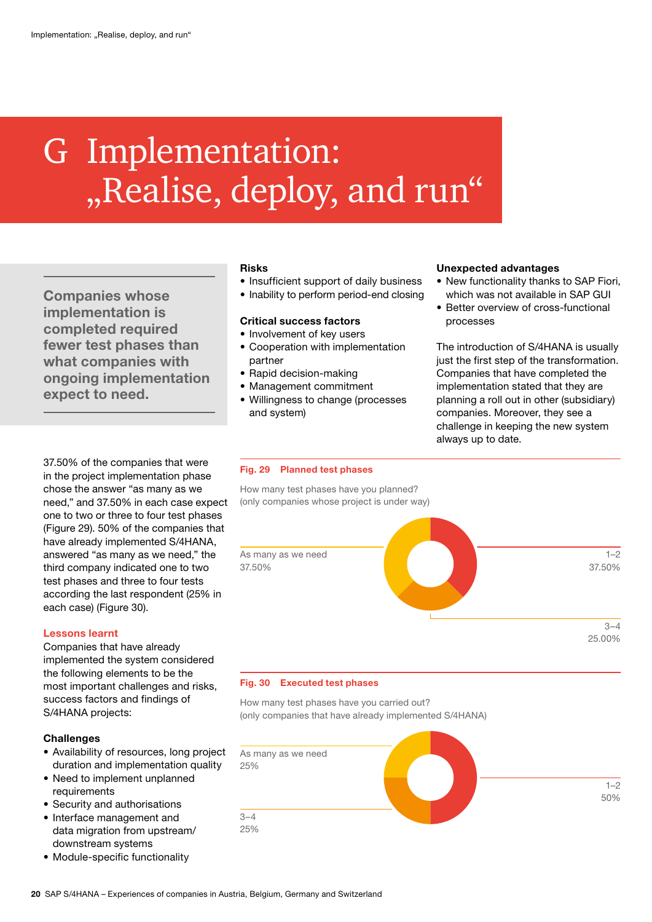# G Implementation: „Realise, deploy, and run“

**Companies whose implementation is completed required fewer test phases than what companies with ongoing implementation expect to need.**

37.50% of the companies that were in the project implementation phase chose the answer “as many as we need,” and 37.50% in each case expect one to two or three to four test phases (Figure 29). 50% of the companies that have already implemented S/4HANA, answered “as many as we need,” the third company indicated one to two test phases and three to four tests according the last respondent (25% in each case) (Figure 30).

### Lessons learnt

Companies that have already implemented the system considered the following elements to be the most important challenges and risks, success factors and findings of S/4HANA projects:

**Challenges**

- Availability of resources, long project duration and implementation quality
- Need to implement unplanned requirements
- Security and authorisations
- Interface management and data migration from upstream/ downstream systems
- Module-specific functionality

**Risks**

- Insufficient support of daily business
- Inability to perform period-end closing

**Critical success factors**

- Involvement of key users
- Cooperation with implementation partner
- Rapid decision-making
- Management commitment
- Willingness to change (processes and system)

**Unexpected advantages**

- New functionality thanks to SAP Fiori, which was not available in SAP GUI
- Better overview of cross-functional processes

The introduction of S/4HANA is usually just the first step of the transformation. Companies that have completed the implementation stated that they are planning a roll out in other (subsidiary) companies. Moreover, they see a challenge in keeping the new system always up to date.

**Fig. 29 Planned test phases**

How many test phases have you planned?
(only companies whose project is under way)

| Answer | Share |
|---|---|
| As many as we need | 37.50% |
| 1–2 | 37.50% |
| 3–4 | 25.00% |

**Fig. 30 Executed test phases**

How many test phases have you carried out?
(only companies that have already implemented S/4HANA)

| Answer | Share |
|---|---|
| As many as we need | 25% |
| 1–2 | 50% |
| 3–4 | 25% |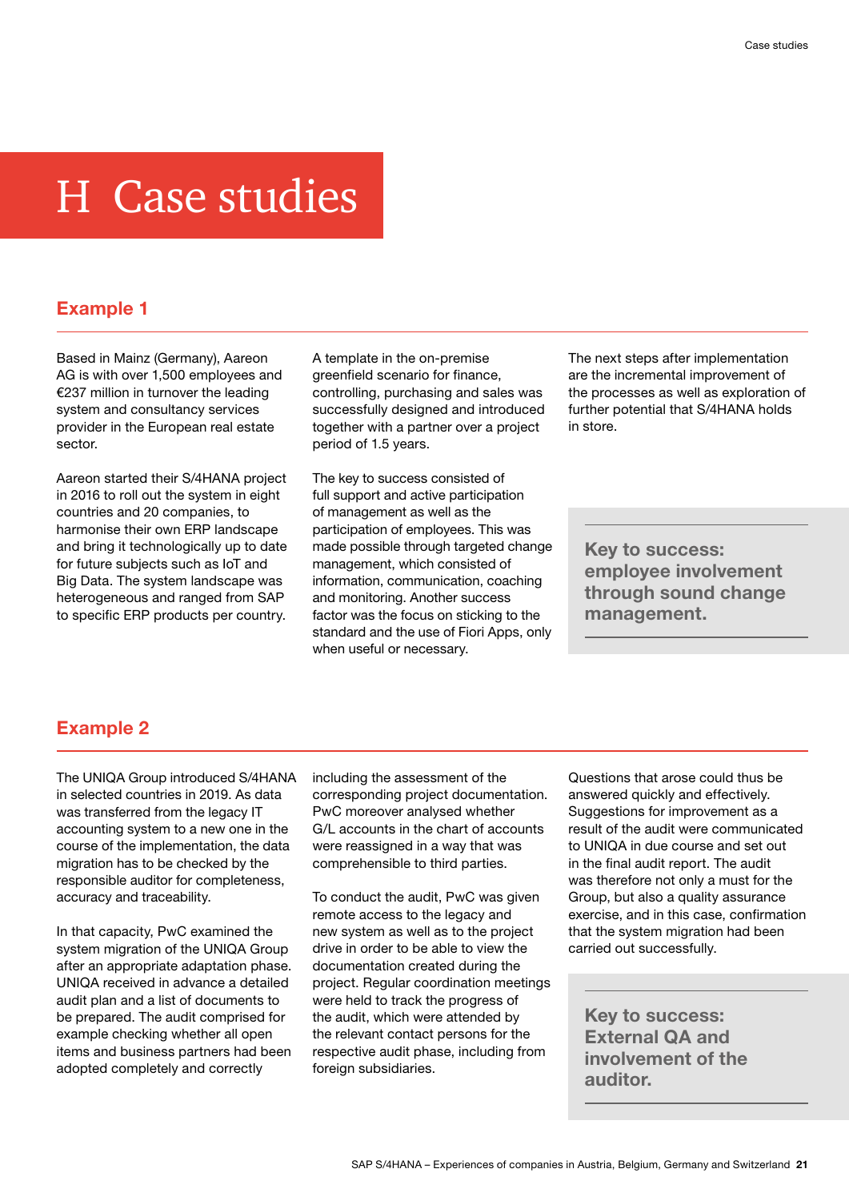# H Case studies

## Example 1

Based in Mainz (Germany), Aareon AG is with over 1,500 employees and €237 million in turnover the leading system and consultancy services provider in the European real estate sector.

Aareon started their S/4HANA project in 2016 to roll out the system in eight countries and 20 companies, to harmonise their own ERP landscape and bring it technologically up to date for future subjects such as IoT and Big Data. The system landscape was heterogeneous and ranged from SAP to specific ERP products per country.

A template in the on-premise greenfield scenario for finance, controlling, purchasing and sales was successfully designed and introduced together with a partner over a project period of 1.5 years.

The key to success consisted of full support and active participation of management as well as the participation of employees. This was made possible through targeted change management, which consisted of information, communication, coaching and monitoring. Another success factor was the focus on sticking to the standard and the use of Fiori Apps, only when useful or necessary.

The next steps after implementation are the incremental improvement of the processes as well as exploration of further potential that S/4HANA holds in store.

**Key to success: employee involvement through sound change management.**

## Example 2

The UNIQA Group introduced S/4HANA in selected countries in 2019. As data was transferred from the legacy IT accounting system to a new one in the course of the implementation, the data migration has to be checked by the responsible auditor for completeness, accuracy and traceability.

In that capacity, PwC examined the system migration of the UNIQA Group after an appropriate adaptation phase. UNIQA received in advance a detailed audit plan and a list of documents to be prepared. The audit comprised for example checking whether all open items and business partners had been adopted completely and correctly including the assessment of the corresponding project documentation. PwC moreover analysed whether G/L accounts in the chart of accounts were reassigned in a way that was comprehensible to third parties.

To conduct the audit, PwC was given remote access to the legacy and new system as well as to the project drive in order to be able to view the documentation created during the project. Regular coordination meetings were held to track the progress of the audit, which were attended by the relevant contact persons for the respective audit phase, including from foreign subsidiaries.

Questions that arose could thus be answered quickly and effectively. Suggestions for improvement as a result of the audit were communicated to UNIQA in due course and set out in the final audit report. The audit was therefore not only a must for the Group, but also a quality assurance exercise, and in this case, confirmation that the system migration had been carried out successfully.

**Key to success: External QA and involvement of the auditor.**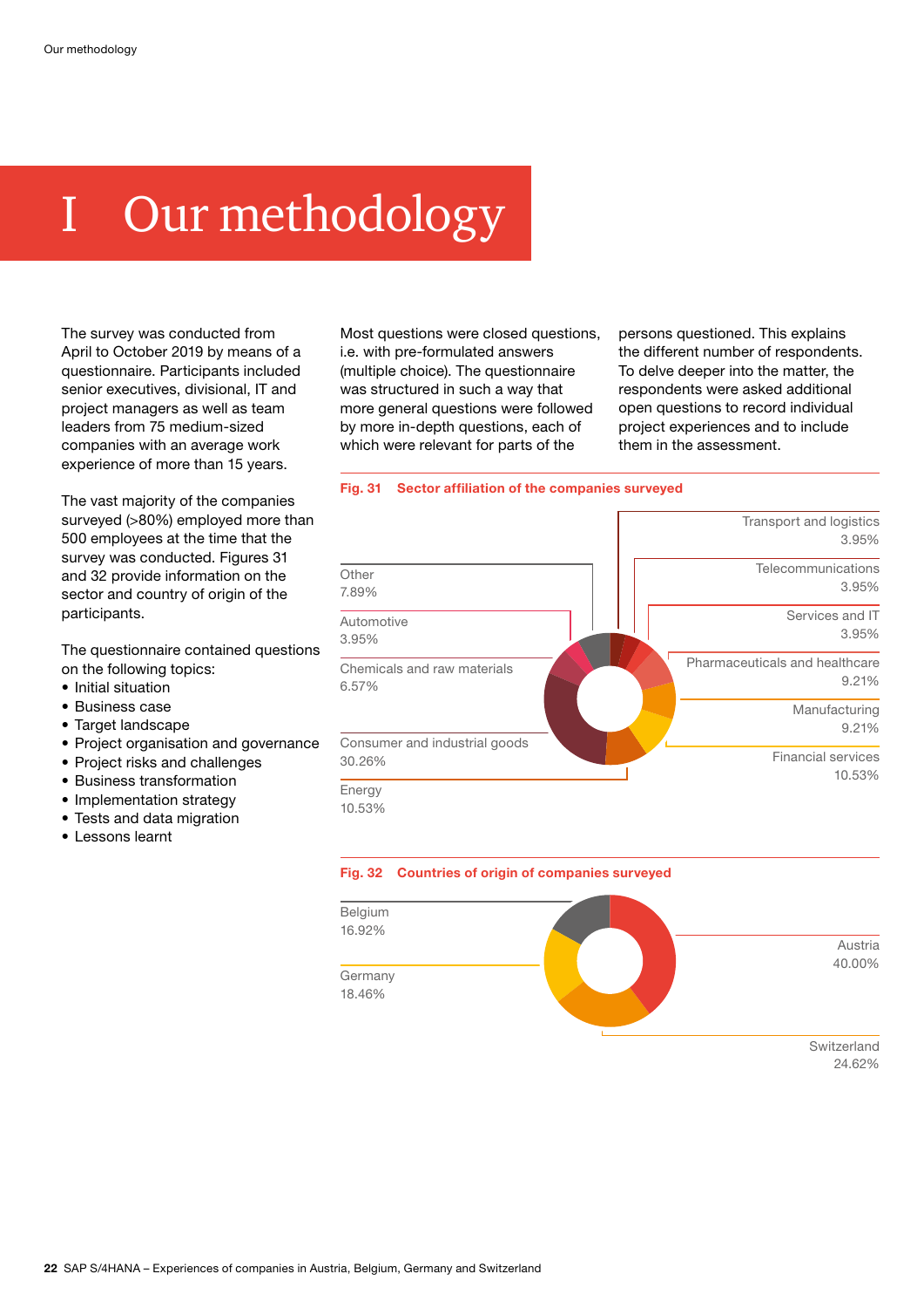# I Our methodology

The survey was conducted from April to October 2019 by means of a questionnaire. Participants included senior executives, divisional, IT and project managers as well as team leaders from 75 medium-sized companies with an average work experience of more than 15 years.

The vast majority of the companies surveyed (>80%) employed more than 500 employees at the time that the survey was conducted. Figures 31 and 32 provide information on the sector and country of origin of the participants.

The questionnaire contained questions on the following topics:

- Initial situation
- Business case
- Target landscape
- Project organisation and governance
- Project risks and challenges
- Business transformation
- Implementation strategy
- Tests and data migration
- Lessons learnt

Most questions were closed questions, i.e. with pre-formulated answers (multiple choice). The questionnaire was structured in such a way that more general questions were followed by more in-depth questions, each of which were relevant for parts of the persons questioned. This explains the different number of respondents. To delve deeper into the matter, the respondents were asked additional open questions to record individual project experiences and to include them in the assessment.

**Fig. 31 Sector affiliation of the companies surveyed**

| Sector | Share |
|---|---|
| Consumer and industrial goods | 30.26% |
| Energy | 10.53% |
| Financial services | 10.53% |
| Pharmaceuticals and healthcare | 9.21% |
| Manufacturing | 9.21% |
| Other | 7.89% |
| Chemicals and raw materials | 6.57% |
| Automotive | 3.95% |
| Transport and logistics | 3.95% |
| Telecommunications | 3.95% |
| Services and IT | 3.95% |

**Fig. 32 Countries of origin of companies surveyed**

| Country | Share |
|---|---|
| Austria | 40.00% |
| Switzerland | 24.62% |
| Germany | 18.46% |
| Belgium | 16.92% |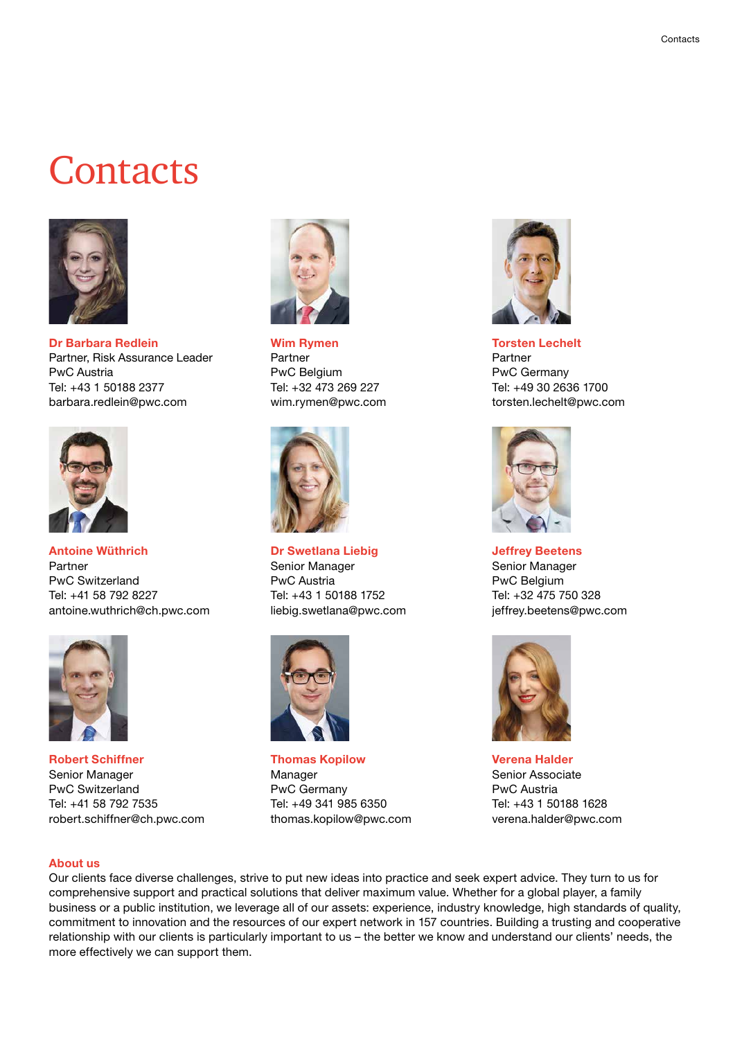# Contacts

**Dr Barbara Redlein**
Partner, Risk Assurance Leader
PwC Austria
Tel: +43 1 50188 2377
barbara.redlein@pwc.com

**Wim Rymen**
Partner
PwC Belgium
Tel: +32 473 269 227
wim.rymen@pwc.com

**Torsten Lechelt**
Partner
PwC Germany
Tel: +49 30 2636 1700
torsten.lechelt@pwc.com

**Antoine Wüthrich**
Partner
PwC Switzerland
Tel: +41 58 792 8227
antoine.wuthrich@ch.pwc.com

**Dr Swetlana Liebig**
Senior Manager
PwC Austria
Tel: +43 1 50188 1752
liebig.swetlana@pwc.com

**Jeffrey Beetens**
Senior Manager
PwC Belgium
Tel: +32 475 750 328
jeffrey.beetens@pwc.com

**Robert Schiffner**
Senior Manager
PwC Switzerland
Tel: +41 58 792 7535
robert.schiffner@ch.pwc.com

**Thomas Kopilow**
Manager
PwC Germany
Tel: +49 341 985 6350
thomas.kopilow@pwc.com

**Verena Halder**
Senior Associate
PwC Austria
Tel: +43 1 50188 1628
verena.halder@pwc.com

**About us**
Our clients face diverse challenges, strive to put new ideas into practice and seek expert advice. They turn to us for comprehensive support and practical solutions that deliver maximum value. Whether for a global player, a family business or a public institution, we leverage all of our assets: experience, industry knowledge, high standards of quality, commitment to innovation and the resources of our expert network in 157 countries. Building a trusting and cooperative relationship with our clients is particularly important to us – the better we know and understand our clients' needs, the more effectively we can support them.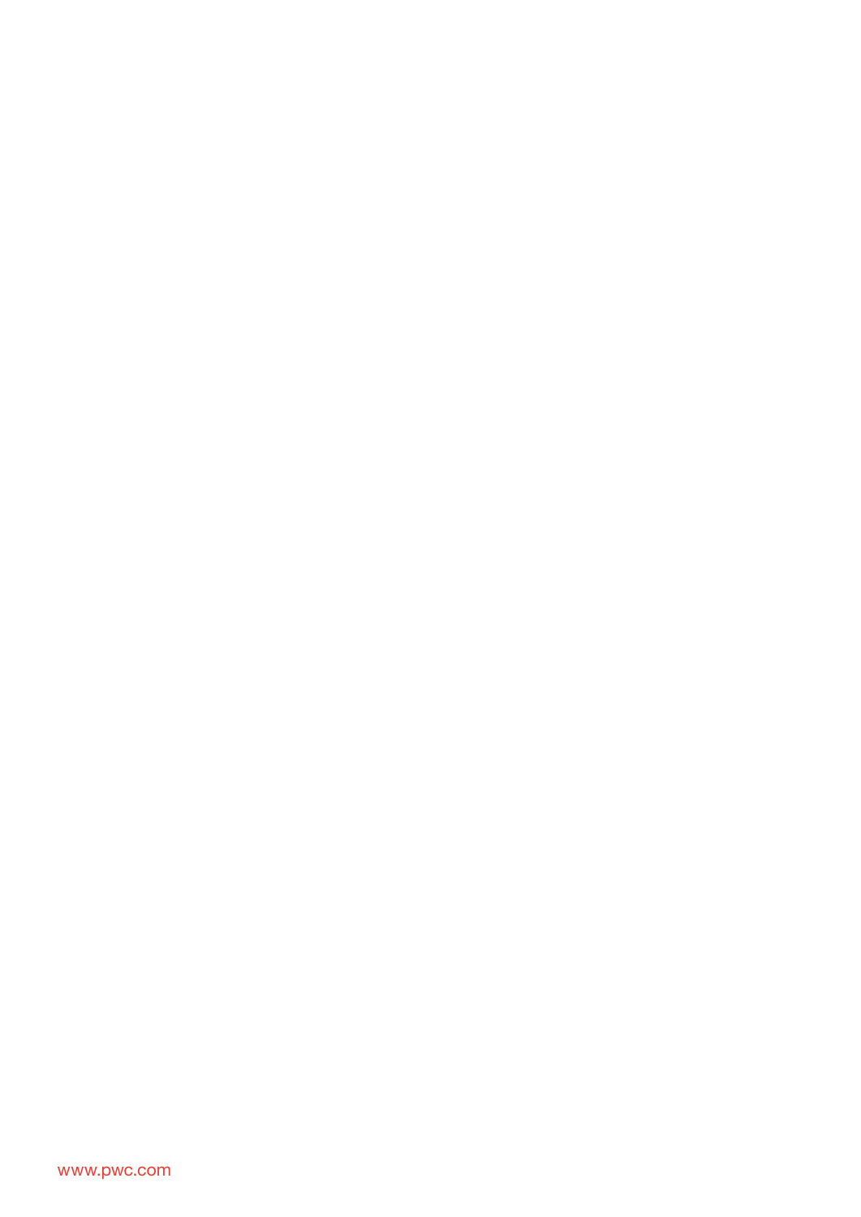www.pwc.com